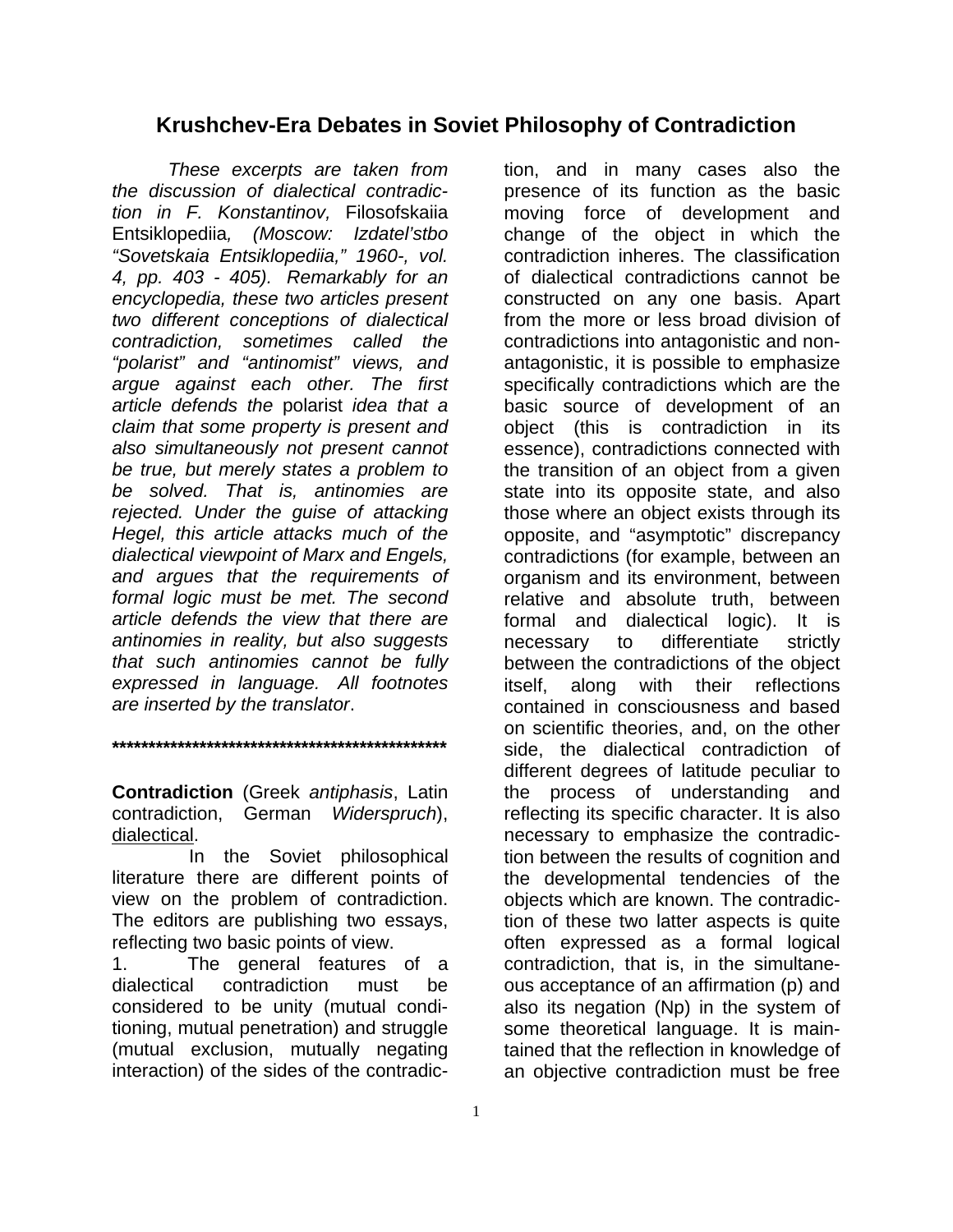# Krushchev-Era Debates in Soviet Philosophy of Contradiction

*These excerpts are taken from the discussion of dialectical contradiction in F. Konstantinov,* Filosofskaiia Entsiklopediia*, (Moscow: Izdatel'stbo "Sovetskaia Entsiklopediia," 1960-, vol. 4, pp. 403 - 405). Remarkably for an encyclopedia, these two articles present two different conceptions of dialectical contradiction, sometimes called the "polarist" and "antinomist" views, and argue against each other. The first article defends the* polarist *idea that a claim that some property is present and also simultaneously not present cannot be true, but merely states a problem to be solved. That is, antinomies are rejected. Under the guise of attacking Hegel, this article attacks much of the dialectical viewpoint of Marx and Engels, and argues that the requirements of formal logic must be met. The second article defends the view that there are antinomies in reality, but also suggests that such antinomies cannot be fully expressed in language. All footnotes are inserted by the translator*.

**************************************************

**Contradiction** (Greek *antiphasis*, Latin contradiction, German *Widerspruch*), dialectical.

In the Soviet philosophical literature there are different points of view on the problem of contradiction. The editors are publishing two essays, reflecting two basic points of view.

1. The general features of a dialectical contradiction must be considered to be unity (mutual conditioning, mutual penetration) and struggle (mutual exclusion, mutually negating interaction) of the sides of the contradiction, and in many cases also the presence of its function as the basic moving force of development and change of the object in which the contradiction inheres. The classification of dialectical contradictions cannot be constructed on any one basis. Apart from the more or less broad division of contradictions into antagonistic and non-antagonistic, it is possible to emphasize specifically contradictions which are the basic source of development of an object (this is contradiction in its essence), contradictions connected with the transition of an object from a given state into its opposite state, and also those where an object exists through its opposite, and "asymptotic" discrepancy contradictions (for example, between an organism and its environment, between relative and absolute truth, between formal and dialectical logic). It is necessary to differentiate strictly between the contradictions of the object itself, along with their reflections contained in consciousness and based on scientific theories, and, on the other side, the dialectical contradiction of different degrees of latitude peculiar to the process of understanding and reflecting its specific character. It is also necessary to emphasize the contradiction between the results of cognition and the developmental tendencies of the objects which are known. The contradiction of these two latter aspects is quite often expressed as a formal logical contradiction, that is, in the simultaneous acceptance of an affirmation (p) and also its negation (Np) in the system of some theoretical language. It is maintained that the reflection in knowledge of an objective contradiction must be free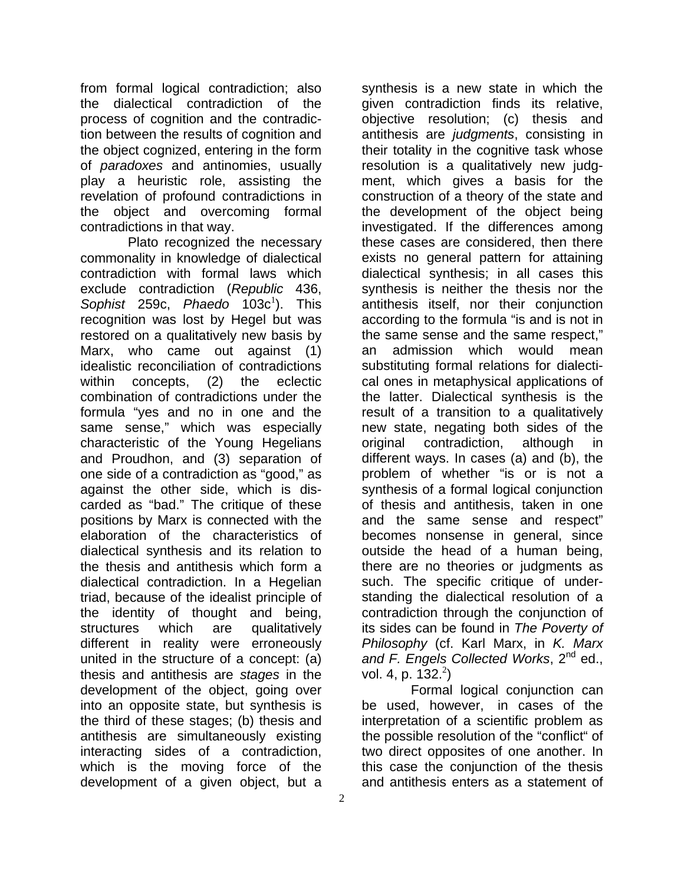from formal logical contradiction; also the dialectical contradiction of the process of cognition and the contradiction between the results of cognition and the object cognized, entering in the form of *paradoxes* and antinomies, usually play a heuristic role, assisting the revelation of profound contradictions in the object and overcoming formal contradictions in that way.

Plato recognized the necessary commonality in knowledge of dialectical contradiction with formal laws which exclude contradiction (*Republic* 436, *Sophist* 259c, *Phaedo* 103c[1]). This recognition was lost by Hegel but was restored on a qualitatively new basis by Marx, who came out against (1) idealistic reconciliation of contradictions within concepts, (2) the eclectic combination of contradictions under the formula "yes and no in one and the same sense," which was especially characteristic of the Young Hegelians and Proudhon, and (3) separation of one side of a contradiction as "good," as against the other side, which is discarded as "bad." The critique of these positions by Marx is connected with the elaboration of the characteristics of dialectical synthesis and its relation to the thesis and antithesis which form a dialectical contradiction. In a Hegelian triad, because of the idealist principle of the identity of thought and being, structures which are qualitatively different in reality were erroneously united in the structure of a concept: (a) thesis and antithesis are *stages* in the development of the object, going over into an opposite state, but synthesis is the third of these stages; (b) thesis and antithesis are simultaneously existing interacting sides of a contradiction, which is the moving force of the development of a given object, but a synthesis is a new state in which the given contradiction finds its relative, objective resolution; (c) thesis and antithesis are *judgments*, consisting in their totality in the cognitive task whose resolution is a qualitatively new judgment, which gives a basis for the construction of a theory of the state and the development of the object being investigated. If the differences among these cases are considered, then there exists no general pattern for attaining dialectical synthesis; in all cases this synthesis is neither the thesis nor the antithesis itself, nor their conjunction according to the formula "is and is not in the same sense and the same respect," an admission which would mean substituting formal relations for dialectical ones in metaphysical applications of the latter. Dialectical synthesis is the result of a transition to a qualitatively new state, negating both sides of the original contradiction, although in different ways. In cases (a) and (b), the problem of whether "is or is not a synthesis of a formal logical conjunction of thesis and antithesis, taken in one and the same sense and respect" becomes nonsense in general, since outside the head of a human being, there are no theories or judgments as such. The specific critique of understanding the dialectical resolution of a contradiction through the conjunction of its sides can be found in *The Poverty of Philosophy* (cf. Karl Marx, in *K. Marx and F. Engels Collected Works*, 2nd ed., vol. 4, p. 132.[2])

Formal logical conjunction can be used, however, in cases of the interpretation of a scientific problem as the possible resolution of the "conflict" of two direct opposites of one another. In this case the conjunction of the thesis and antithesis enters as a statement of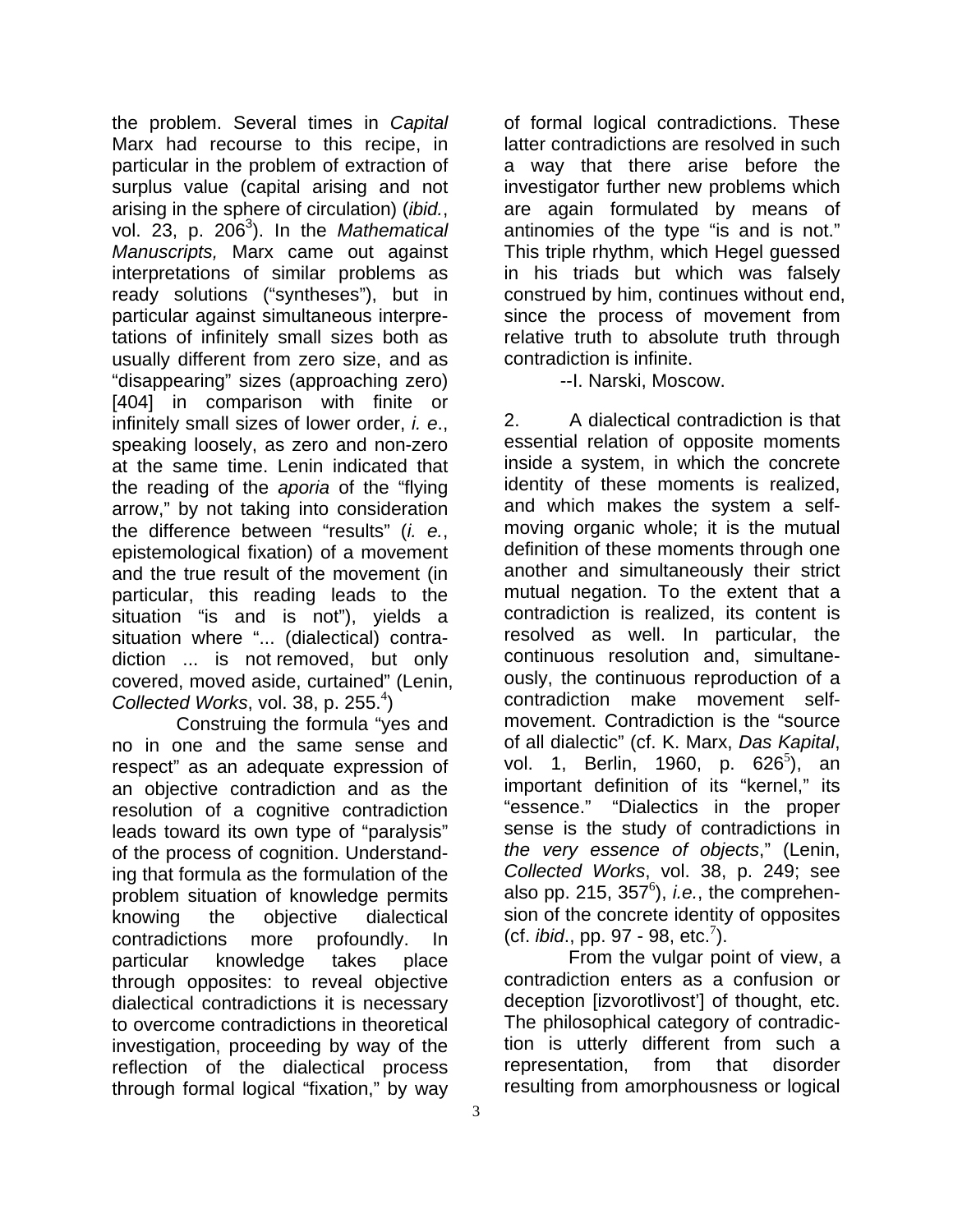the problem. Several times in *Capital* Marx had recourse to this recipe, in particular in the problem of extraction of surplus value (capital arising and not arising in the sphere of circulation) (*ibid.*, vol. 23, p. 206[3]). In the *Mathematical Manuscripts,* Marx came out against interpretations of similar problems as ready solutions ("syntheses"), but in particular against simultaneous interpretations of infinitely small sizes both as usually different from zero size, and as "disappearing" sizes (approaching zero) [404] in comparison with finite or infinitely small sizes of lower order, *i. e.*, speaking loosely, as zero and non-zero at the same time. Lenin indicated that the reading of the *aporia* of the "flying arrow," by not taking into consideration the difference between "results" (*i. e.*, epistemological fixation) of a movement and the true result of the movement (in particular, this reading leads to the situation "is and is not"), yields a situation where "... (dialectical) contradiction ... is not removed, but only covered, moved aside, curtained" (Lenin, *Collected Works*, vol. 38, p. 255.[4])

Construing the formula "yes and no in one and the same sense and respect" as an adequate expression of an objective contradiction and as the resolution of a cognitive contradiction leads toward its own type of "paralysis" of the process of cognition. Understanding that formula as the formulation of the problem situation of knowledge permits knowing the objective dialectical contradictions more profoundly. In particular knowledge takes place through opposites: to reveal objective dialectical contradictions it is necessary to overcome contradictions in theoretical investigation, proceeding by way of the reflection of the dialectical process through formal logical "fixation," by way of formal logical contradictions. These latter contradictions are resolved in such a way that there arise before the investigator further new problems which are again formulated by means of antinomies of the type "is and is not." This triple rhythm, which Hegel guessed in his triads but which was falsely construed by him, continues without end, since the process of movement from relative truth to absolute truth through contradiction is infinite.

--I. Narski, Moscow.

2. A dialectical contradiction is that essential relation of opposite moments inside a system, in which the concrete identity of these moments is realized, and which makes the system a self-moving organic whole; it is the mutual definition of these moments through one another and simultaneously their strict mutual negation. To the extent that a contradiction is realized, its content is resolved as well. In particular, the continuous resolution and, simultaneously, the continuous reproduction of a contradiction make movement self-movement. Contradiction is the "source of all dialectic" (cf. K. Marx, *Das Kapital*, vol. 1, Berlin, 1960, p. 626[5]), an important definition of its "kernel," its "essence." "Dialectics in the proper sense is the study of contradictions in *the very essence of objects*," (Lenin, *Collected Works*, vol. 38, p. 249; see also pp. 215, 357[6]), *i.e.*, the comprehension of the concrete identity of opposites (cf. *ibid*., pp. 97 - 98, etc.[7]).

From the vulgar point of view, a contradiction enters as a confusion or deception [izvorotlivost'] of thought, etc. The philosophical category of contradiction is utterly different from such a representation, from that disorder resulting from amorphousness or logical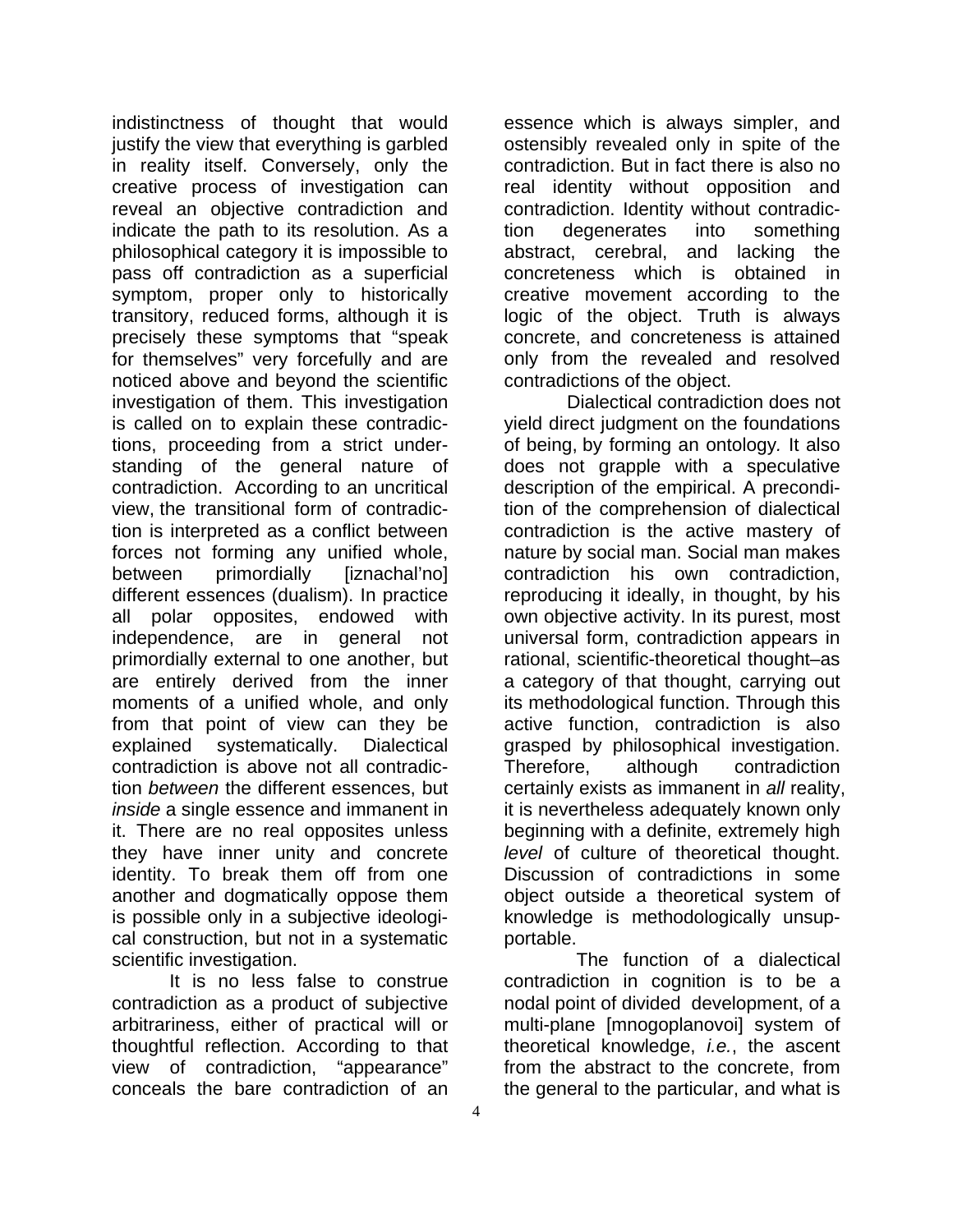indistinctness of thought that would justify the view that everything is garbled in reality itself. Conversely, only the creative process of investigation can reveal an objective contradiction and indicate the path to its resolution. As a philosophical category it is impossible to pass off contradiction as a superficial symptom, proper only to historically transitory, reduced forms, although it is precisely these symptoms that "speak for themselves" very forcefully and are noticed above and beyond the scientific investigation of them. This investigation is called on to explain these contradictions, proceeding from a strict understanding of the general nature of contradiction. According to an uncritical view, the transitional form of contradiction is interpreted as a conflict between forces not forming any unified whole, between primordially [iznachal'no] different essences (dualism). In practice all polar opposites, endowed with independence, are in general not primordially external to one another, but are entirely derived from the inner moments of a unified whole, and only from that point of view can they be explained systematically. Dialectical contradiction is above not all contradiction *between* the different essences, but *inside* a single essence and immanent in it. There are no real opposites unless they have inner unity and concrete identity. To break them off from one another and dogmatically oppose them is possible only in a subjective ideological construction, but not in a systematic scientific investigation.

It is no less false to construe contradiction as a product of subjective arbitrariness, either of practical will or thoughtful reflection. According to that view of contradiction, "appearance" conceals the bare contradiction of an essence which is always simpler, and ostensibly revealed only in spite of the contradiction. But in fact there is also no real identity without opposition and contradiction. Identity without contradiction degenerates into something abstract, cerebral, and lacking the concreteness which is obtained in creative movement according to the logic of the object. Truth is always concrete, and concreteness is attained only from the revealed and resolved contradictions of the object.

Dialectical contradiction does not yield direct judgment on the foundations of being, by forming an ontology. It also does not grapple with a speculative description of the empirical. A precondition of the comprehension of dialectical contradiction is the active mastery of nature by social man. Social man makes contradiction his own contradiction, reproducing it ideally, in thought, by his own objective activity. In its purest, most universal form, contradiction appears in rational, scientific-theoretical thought–as a category of that thought, carrying out its methodological function. Through this active function, contradiction is also grasped by philosophical investigation. Therefore, although contradiction certainly exists as immanent in *all* reality, it is nevertheless adequately known only beginning with a definite, extremely high *level* of culture of theoretical thought. Discussion of contradictions in some object outside a theoretical system of knowledge is methodologically unsupportable.

The function of a dialectical contradiction in cognition is to be a nodal point of divided development, of a multi-plane [mnogoplanovoi] system of theoretical knowledge, *i.e.*, the ascent from the abstract to the concrete, from the general to the particular, and what is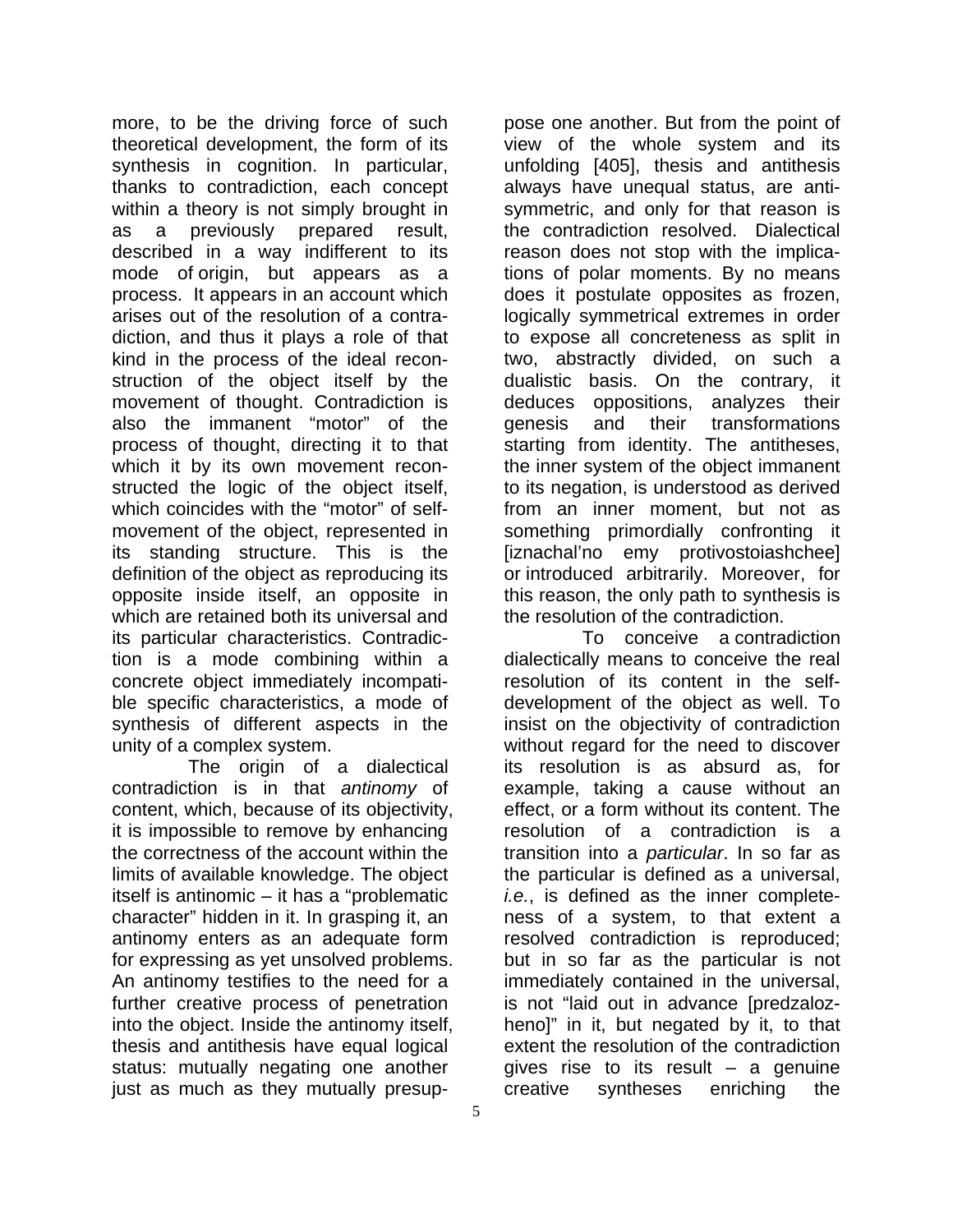more, to be the driving force of such theoretical development, the form of its synthesis in cognition. In particular, thanks to contradiction, each concept within a theory is not simply brought in as a previously prepared result, described in a way indifferent to its mode of origin, but appears as a process. It appears in an account which arises out of the resolution of a contradiction, and thus it plays a role of that kind in the process of the ideal reconstruction of the object itself by the movement of thought. Contradiction is also the immanent "motor" of the process of thought, directing it to that which it by its own movement reconstructed the logic of the object itself, which coincides with the "motor" of self-movement of the object, represented in its standing structure. This is the definition of the object as reproducing its opposite inside itself, an opposite in which are retained both its universal and its particular characteristics. Contradiction is a mode combining within a concrete object immediately incompatible specific characteristics, a mode of synthesis of different aspects in the unity of a complex system.

The origin of a dialectical contradiction is in that *antinomy* of content, which, because of its objectivity, it is impossible to remove by enhancing the correctness of the account within the limits of available knowledge. The object itself is antinomic – it has a "problematic character" hidden in it. In grasping it, an antinomy enters as an adequate form for expressing as yet unsolved problems. An antinomy testifies to the need for a further creative process of penetration into the object. Inside the antinomy itself, thesis and antithesis have equal logical status: mutually negating one another just as much as they mutually presuppose one another. But from the point of view of the whole system and its unfolding [405], thesis and antithesis always have unequal status, are anti-symmetric, and only for that reason is the contradiction resolved. Dialectical reason does not stop with the implications of polar moments. By no means does it postulate opposites as frozen, logically symmetrical extremes in order to expose all concreteness as split in two, abstractly divided, on such a dualistic basis. On the contrary, it deduces oppositions, analyzes their genesis and their transformations starting from identity. The antitheses, the inner system of the object immanent to its negation, is understood as derived from an inner moment, but not as something primordially confronting it [iznachal'no emy protivostoiashchee] or introduced arbitrarily. Moreover, for this reason, the only path to synthesis is the resolution of the contradiction.

To conceive a contradiction dialectically means to conceive the real resolution of its content in the self-development of the object as well. To insist on the objectivity of contradiction without regard for the need to discover its resolution is as absurd as, for example, taking a cause without an effect, or a form without its content. The resolution of a contradiction is a transition into a *particular*. In so far as the particular is defined as a universal, *i.e.*, is defined as the inner completeness of a system, to that extent a resolved contradiction is reproduced; but in so far as the particular is not immediately contained in the universal, is not "laid out in advance [predzalozheno]" in it, but negated by it, to that extent the resolution of the contradiction gives rise to its result – a genuine creative syntheses enriching the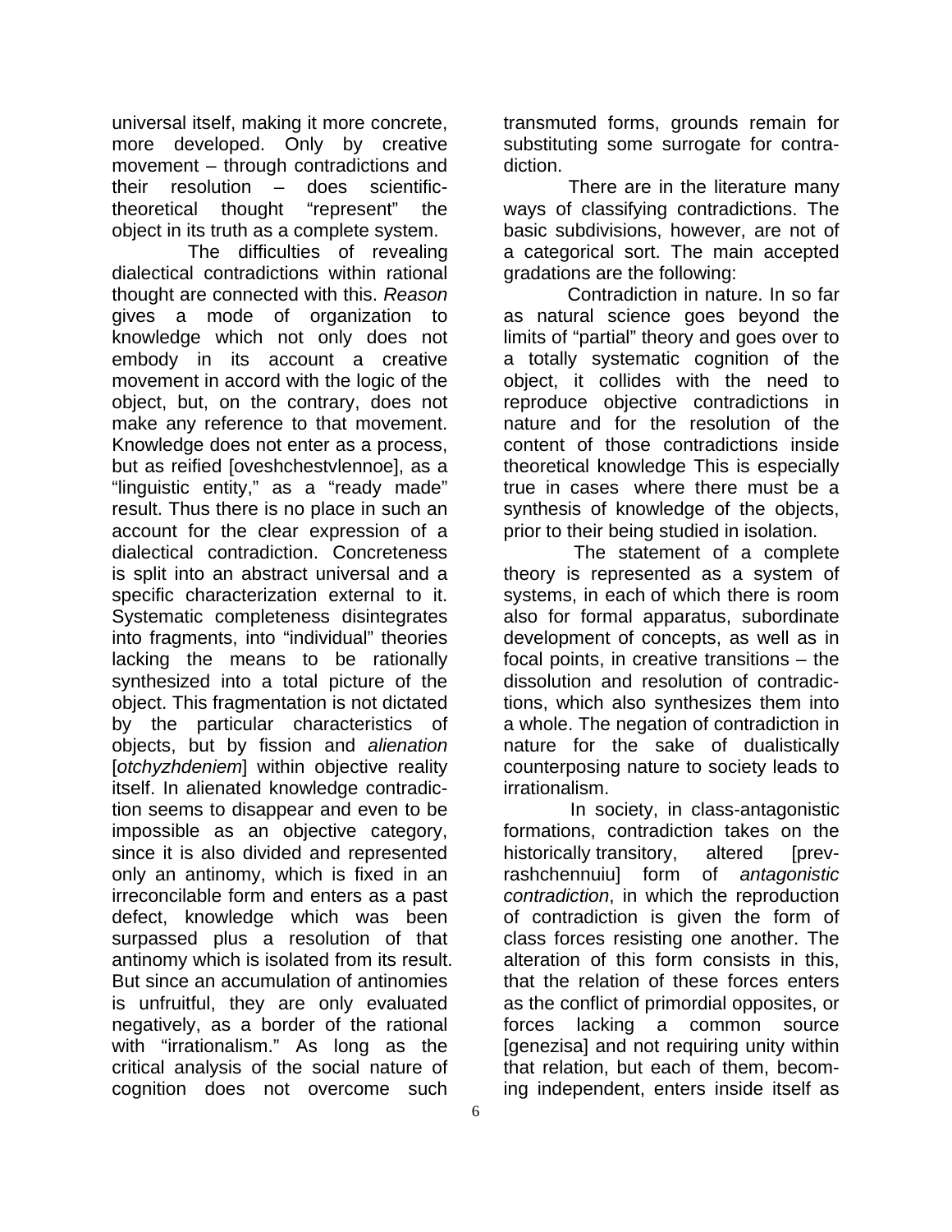universal itself, making it more concrete, more developed. Only by creative movement – through contradictions and their resolution – does scientific-theoretical thought "represent" the object in its truth as a complete system.

The difficulties of revealing dialectical contradictions within rational thought are connected with this. *Reason* gives a mode of organization to knowledge which not only does not embody in its account a creative movement in accord with the logic of the object, but, on the contrary, does not make any reference to that movement. Knowledge does not enter as a process, but as reified [oveshchestvlennoe], as a "linguistic entity," as a "ready made" result. Thus there is no place in such an account for the clear expression of a dialectical contradiction. Concreteness is split into an abstract universal and a specific characterization external to it. Systematic completeness disintegrates into fragments, into "individual" theories lacking the means to be rationally synthesized into a total picture of the object. This fragmentation is not dictated by the particular characteristics of objects, but by fission and *alienation* [*otchyzhdeniem*] within objective reality itself. In alienated knowledge contradiction seems to disappear and even to be impossible as an objective category, since it is also divided and represented only an antinomy, which is fixed in an irreconcilable form and enters as a past defect, knowledge which was been surpassed plus a resolution of that antinomy which is isolated from its result. But since an accumulation of antinomies is unfruitful, they are only evaluated negatively, as a border of the rational with "irrationalism." As long as the critical analysis of the social nature of cognition does not overcome such transmuted forms, grounds remain for substituting some surrogate for contradiction.

There are in the literature many ways of classifying contradictions. The basic subdivisions, however, are not of a categorical sort. The main accepted gradations are the following:

Contradiction in nature. In so far as natural science goes beyond the limits of "partial" theory and goes over to a totally systematic cognition of the object, it collides with the need to reproduce objective contradictions in nature and for the resolution of the content of those contradictions inside theoretical knowledge This is especially true in cases where there must be a synthesis of knowledge of the objects, prior to their being studied in isolation.

The statement of a complete theory is represented as a system of systems, in each of which there is room also for formal apparatus, subordinate development of concepts, as well as in focal points, in creative transitions – the dissolution and resolution of contradictions, which also synthesizes them into a whole. The negation of contradiction in nature for the sake of dualistically counterposing nature to society leads to irrationalism.

In society, in class-antagonistic formations, contradiction takes on the historically transitory, altered [prevrashchennuiu] form of *antagonistic contradiction*, in which the reproduction of contradiction is given the form of class forces resisting one another. The alteration of this form consists in this, that the relation of these forces enters as the conflict of primordial opposites, or forces lacking a common source [genezisa] and not requiring unity within that relation, but each of them, becoming independent, enters inside itself as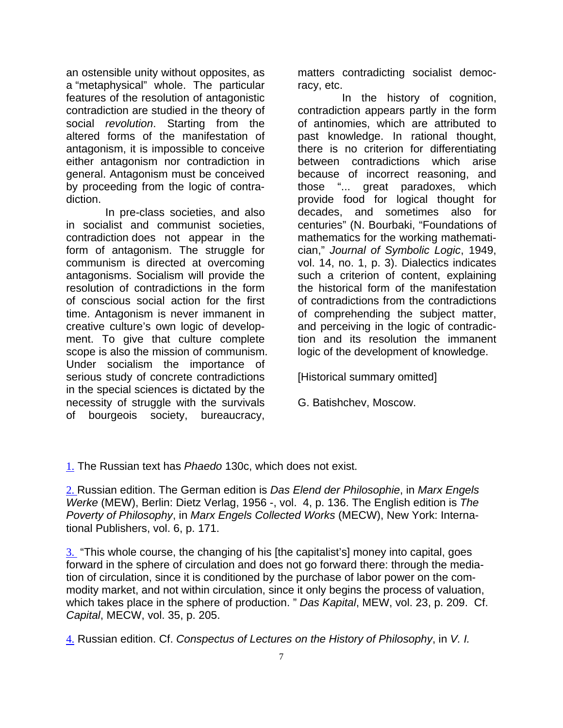an ostensible unity without opposites, as a "metaphysical" whole. The particular features of the resolution of antagonistic contradiction are studied in the theory of social *revolution*. Starting from the altered forms of the manifestation of antagonism, it is impossible to conceive either antagonism nor contradiction in general. Antagonism must be conceived by proceeding from the logic of contradiction.

In pre-class societies, and also in socialist and communist societies, contradiction does not appear in the form of antagonism. The struggle for communism is directed at overcoming antagonisms. Socialism will provide the resolution of contradictions in the form of conscious social action for the first time. Antagonism is never immanent in creative culture's own logic of development. To give that culture complete scope is also the mission of communism. Under socialism the importance of serious study of concrete contradictions in the special sciences is dictated by the necessity of struggle with the survivals of bourgeois society, bureaucracy, matters contradicting socialist democracy, etc.

In the history of cognition, contradiction appears partly in the form of antinomies, which are attributed to past knowledge. In rational thought, there is no criterion for differentiating between contradictions which arise because of incorrect reasoning, and those "... great paradoxes, which provide food for logical thought for decades, and sometimes also for centuries" (N. Bourbaki, "Foundations of mathematics for the working mathematician," *Journal of Symbolic Logic*, 1949, vol. 14, no. 1, p. 3). Dialectics indicates such a criterion of content, explaining the historical form of the manifestation of contradictions from the contradictions of comprehending the subject matter, and perceiving in the logic of contradiction and its resolution the immanent logic of the development of knowledge.

[Historical summary omitted]

G. Batishchev, Moscow.

---

1. The Russian text has *Phaedo* 130c, which does not exist.

2. Russian edition. The German edition is *Das Elend der Philosophie*, in *Marx Engels Werke* (MEW), Berlin: Dietz Verlag, 1956 -, vol. 4, p. 136. The English edition is *The Poverty of Philosophy*, in *Marx Engels Collected Works* (MECW), New York: International Publishers, vol. 6, p. 171.

3. "This whole course, the changing of his [the capitalist's] money into capital, goes forward in the sphere of circulation and does not go forward there: through the mediation of circulation, since it is conditioned by the purchase of labor power on the commodity market, and not within circulation, since it only begins the process of valuation, which takes place in the sphere of production. " *Das Kapital*, MEW, vol. 23, p. 209. Cf. *Capital*, MECW, vol. 35, p. 205.

4. Russian edition. Cf. *Conspectus of Lectures on the History of Philosophy*, in *V. I.*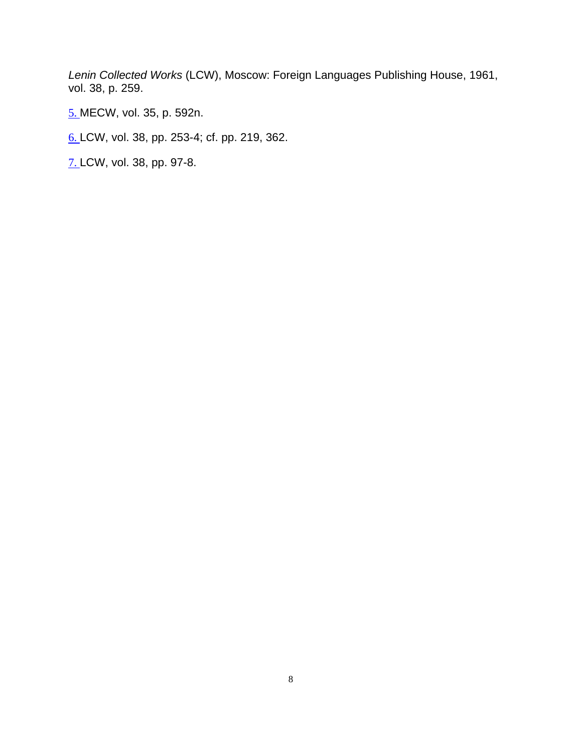*Lenin Collected Works* (LCW), Moscow: Foreign Languages Publishing House, 1961, vol. 38, p. 259.

5. MECW, vol. 35, p. 592n.

6. LCW, vol. 38, pp. 253-4; cf. pp. 219, 362.

7. LCW, vol. 38, pp. 97-8.